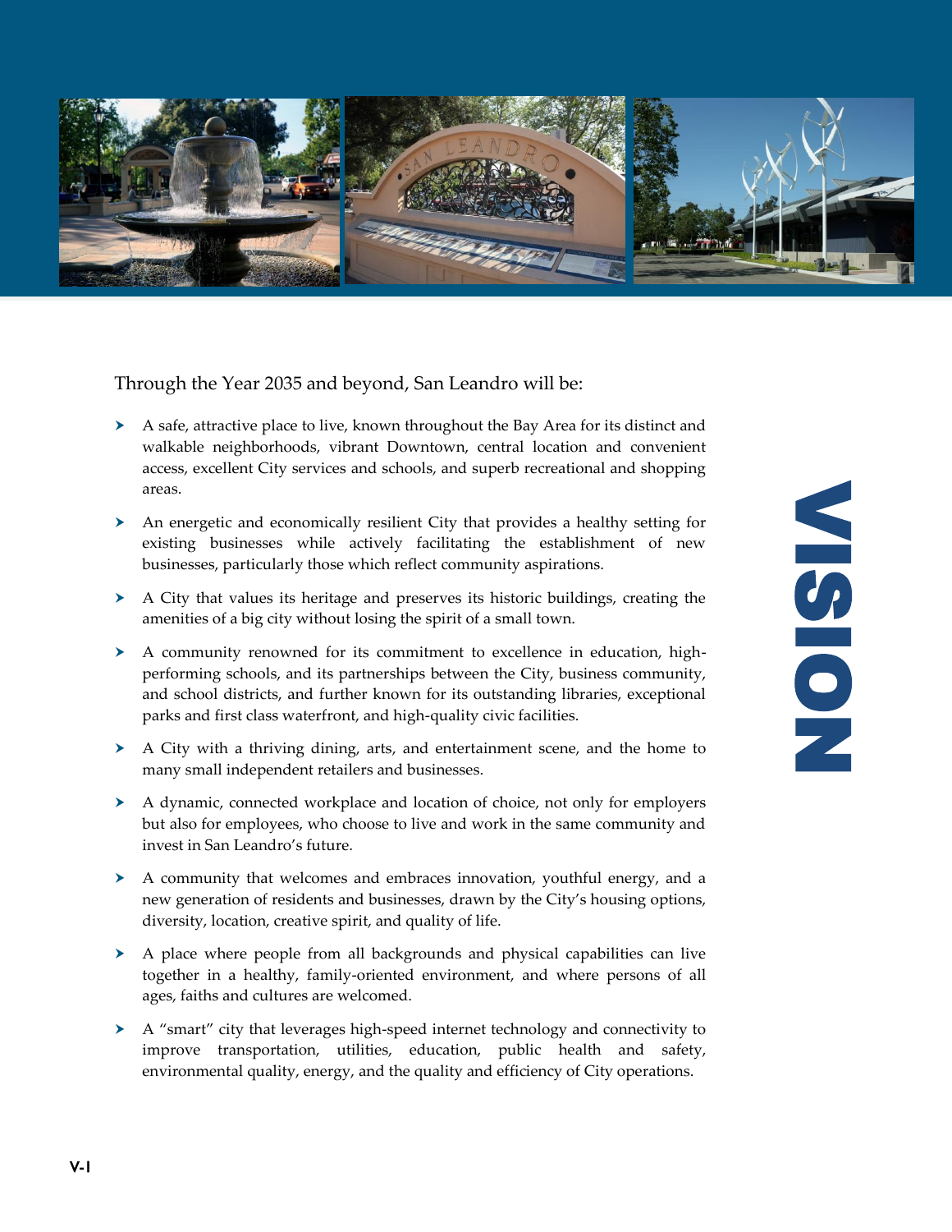# VISION

Through the Year 2035 and beyond, San Leandro will be:

- A safe, attractive place to live, known throughout the Bay Area for its distinct and walkable neighborhoods, vibrant Downtown, central location and convenient access, excellent City services and schools, and superb recreational and shopping areas.
- An energetic and economically resilient City that provides a healthy setting for existing businesses while actively facilitating the establishment of new businesses, particularly those which reflect community aspirations.
- A City that values its heritage and preserves its historic buildings, creating the amenities of a big city without losing the spirit of a small town.
- A community renowned for its commitment to excellence in education, high-performing schools, and its partnerships between the City, business community, and school districts, and further known for its outstanding libraries, exceptional parks and first class waterfront, and high-quality civic facilities.
- A City with a thriving dining, arts, and entertainment scene, and the home to many small independent retailers and businesses.
- A dynamic, connected workplace and location of choice, not only for employers but also for employees, who choose to live and work in the same community and invest in San Leandro's future.
- A community that welcomes and embraces innovation, youthful energy, and a new generation of residents and businesses, drawn by the City's housing options, diversity, location, creative spirit, and quality of life.
- A place where people from all backgrounds and physical capabilities can live together in a healthy, family-oriented environment, and where persons of all ages, faiths and cultures are welcomed.
- A "smart" city that leverages high-speed internet technology and connectivity to improve transportation, utilities, education, public health and safety, environmental quality, energy, and the quality and efficiency of City operations.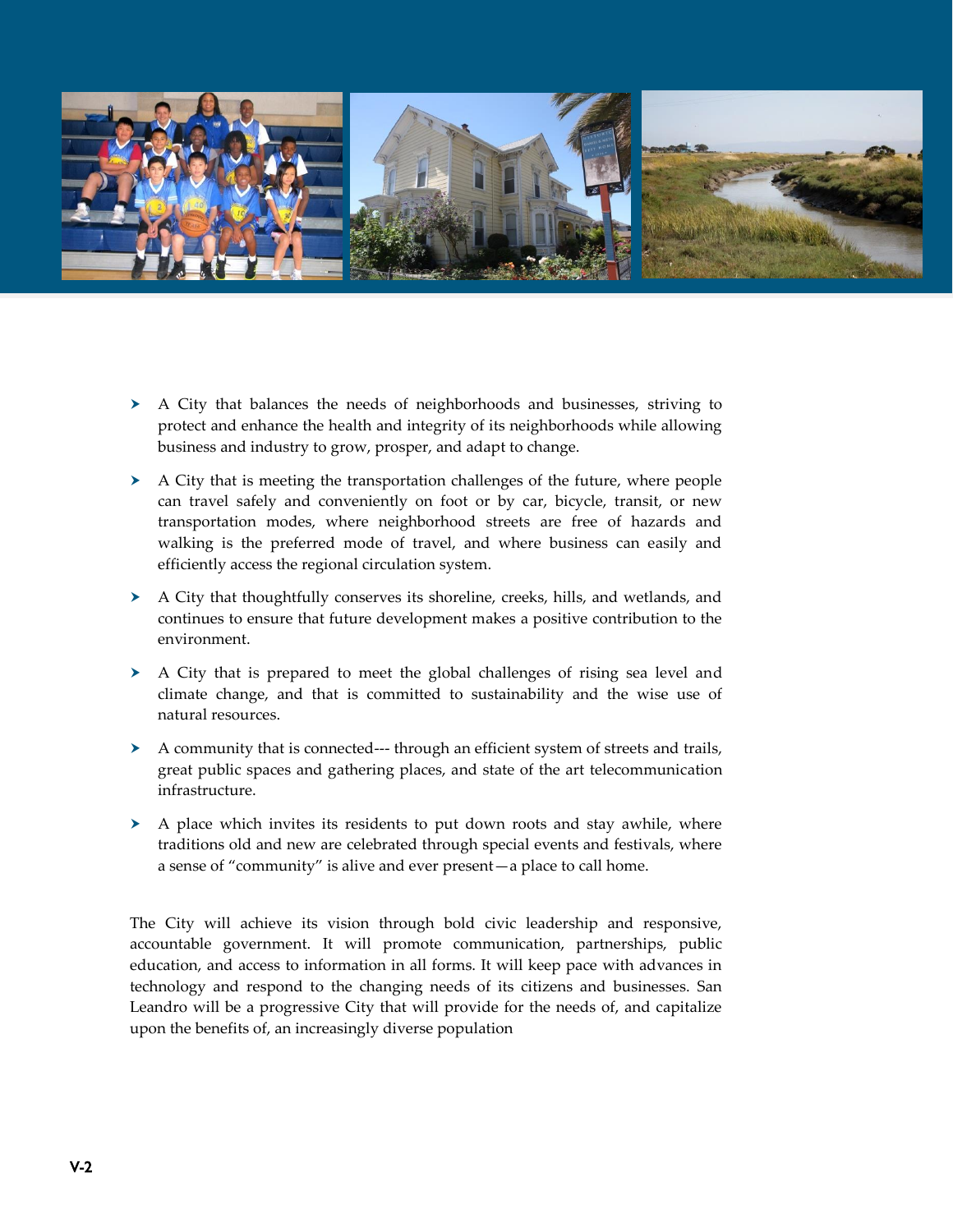- A City that balances the needs of neighborhoods and businesses, striving to protect and enhance the health and integrity of its neighborhoods while allowing business and industry to grow, prosper, and adapt to change.
- A City that is meeting the transportation challenges of the future, where people can travel safely and conveniently on foot or by car, bicycle, transit, or new transportation modes, where neighborhood streets are free of hazards and walking is the preferred mode of travel, and where business can easily and efficiently access the regional circulation system.
- A City that thoughtfully conserves its shoreline, creeks, hills, and wetlands, and continues to ensure that future development makes a positive contribution to the environment.
- A City that is prepared to meet the global challenges of rising sea level and climate change, and that is committed to sustainability and the wise use of natural resources.
- A community that is connected--- through an efficient system of streets and trails, great public spaces and gathering places, and state of the art telecommunication infrastructure.
- A place which invites its residents to put down roots and stay awhile, where traditions old and new are celebrated through special events and festivals, where a sense of "community" is alive and ever present—a place to call home.

The City will achieve its vision through bold civic leadership and responsive, accountable government. It will promote communication, partnerships, public education, and access to information in all forms. It will keep pace with advances in technology and respond to the changing needs of its citizens and businesses. San Leandro will be a progressive City that will provide for the needs of, and capitalize upon the benefits of, an increasingly diverse population